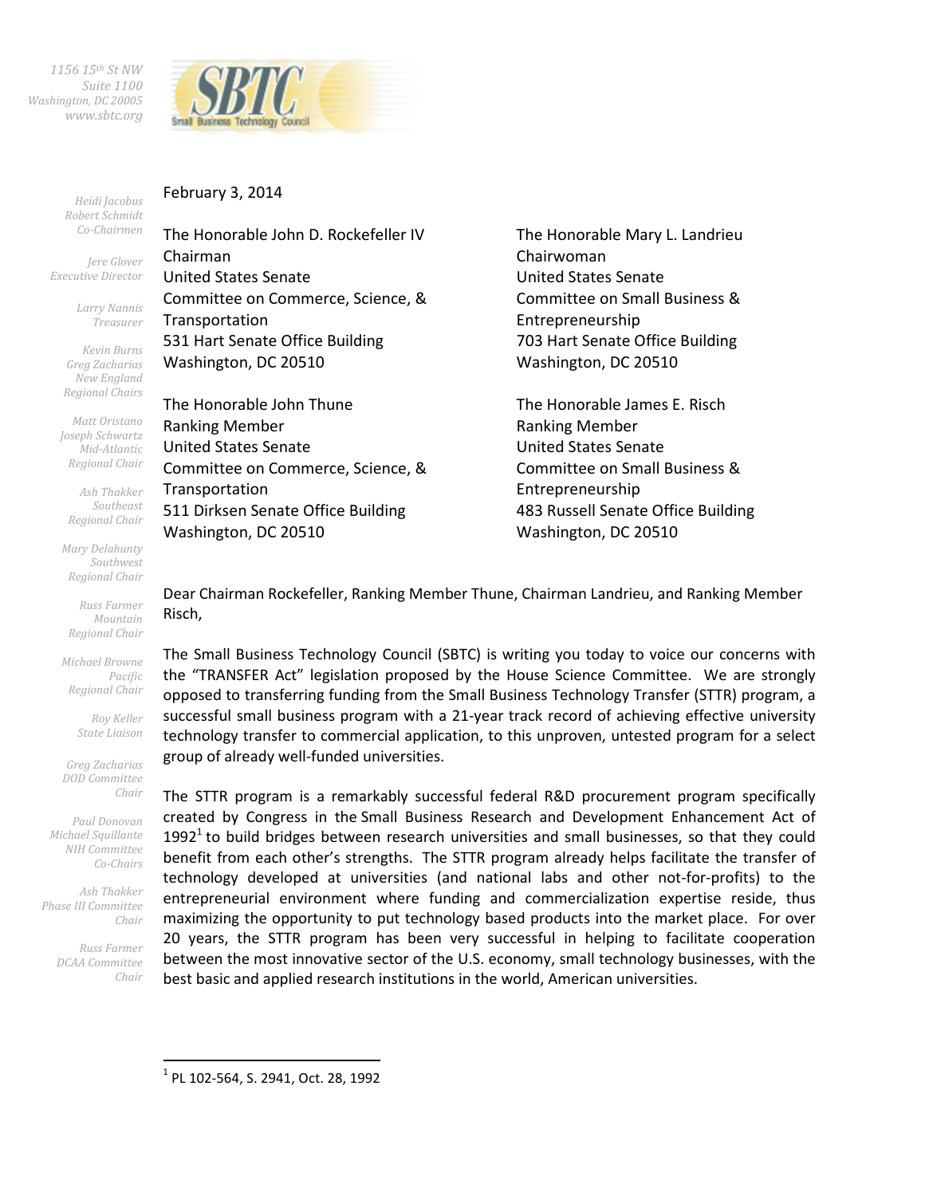1156 15th St NW
Suite 1100
Washington, DC 20005
www.sbtc.org

Heidi Jacobus
Robert Schmidt
Co-Chairmen

Jere Glover
Executive Director

Larry Nannis
Treasurer

Kevin Burns
Greg Zacharias
New England
Regional Chairs

Matt Oristano
Joseph Schwartz
Mid-Atlantic
Regional Chair

Ash Thakker
Southeast
Regional Chair

Mary Delahunty
Southwest
Regional Chair

Russ Farmer
Mountain
Regional Chair

Michael Browne
Pacific
Regional Chair

Roy Keller
State Liaison

Greg Zacharias
DOD Committee
Chair

Paul Donovan
Michael Squillante
NIH Committee
Co-Chairs

Ash Thakker
Phase III Committee
Chair

Russ Farmer
DCAA Committee
Chair

February 3, 2014

The Honorable John D. Rockefeller IV
Chairman
United States Senate
Committee on Commerce, Science, & Transportation
531 Hart Senate Office Building
Washington, DC 20510

The Honorable Mary L. Landrieu
Chairwoman
United States Senate
Committee on Small Business & Entrepreneurship
703 Hart Senate Office Building
Washington, DC 20510

The Honorable John Thune
Ranking Member
United States Senate
Committee on Commerce, Science, & Transportation
511 Dirksen Senate Office Building
Washington, DC 20510

The Honorable James E. Risch
Ranking Member
United States Senate
Committee on Small Business & Entrepreneurship
483 Russell Senate Office Building
Washington, DC 20510

Dear Chairman Rockefeller, Ranking Member Thune, Chairman Landrieu, and Ranking Member Risch,

The Small Business Technology Council (SBTC) is writing you today to voice our concerns with the "TRANSFER Act" legislation proposed by the House Science Committee. We are strongly opposed to transferring funding from the Small Business Technology Transfer (STTR) program, a successful small business program with a 21-year track record of achieving effective university technology transfer to commercial application, to this unproven, untested program for a select group of already well-funded universities.

The STTR program is a remarkably successful federal R&D procurement program specifically created by Congress in the Small Business Research and Development Enhancement Act of 1992[1] to build bridges between research universities and small businesses, so that they could benefit from each other's strengths. The STTR program already helps facilitate the transfer of technology developed at universities (and national labs and other not-for-profits) to the entrepreneurial environment where funding and commercialization expertise reside, thus maximizing the opportunity to put technology based products into the market place. For over 20 years, the STTR program has been very successful in helping to facilitate cooperation between the most innovative sector of the U.S. economy, small technology businesses, with the best basic and applied research institutions in the world, American universities.

[1] PL 102-564, S. 2941, Oct. 28, 1992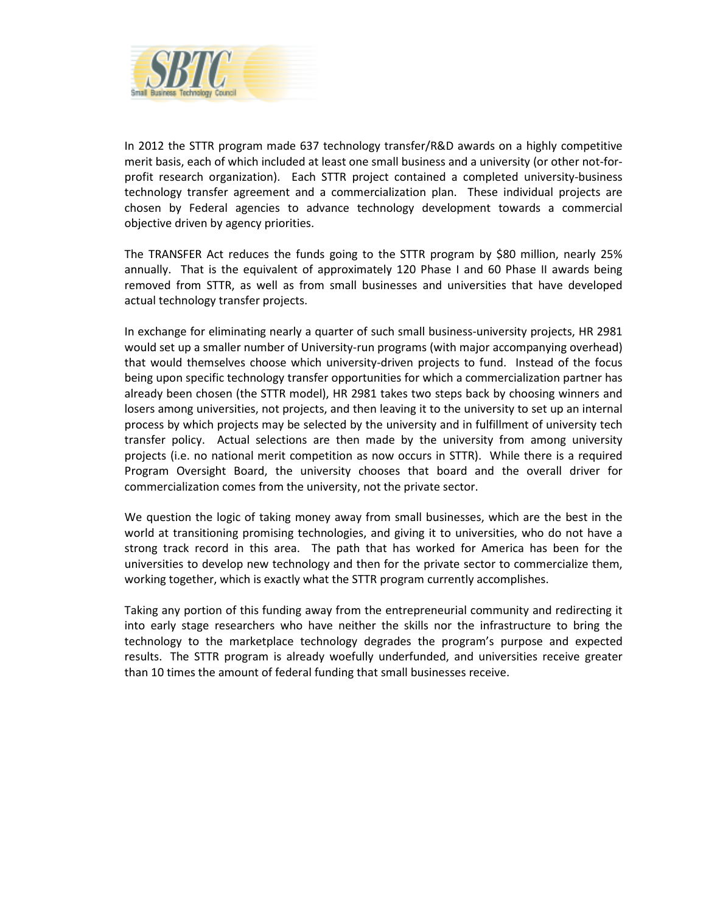In 2012 the STTR program made 637 technology transfer/R&D awards on a highly competitive merit basis, each of which included at least one small business and a university (or other not-for-profit research organization). Each STTR project contained a completed university-business technology transfer agreement and a commercialization plan. These individual projects are chosen by Federal agencies to advance technology development towards a commercial objective driven by agency priorities.

The TRANSFER Act reduces the funds going to the STTR program by $80 million, nearly 25% annually. That is the equivalent of approximately 120 Phase I and 60 Phase II awards being removed from STTR, as well as from small businesses and universities that have developed actual technology transfer projects.

In exchange for eliminating nearly a quarter of such small business-university projects, HR 2981 would set up a smaller number of University-run programs (with major accompanying overhead) that would themselves choose which university-driven projects to fund. Instead of the focus being upon specific technology transfer opportunities for which a commercialization partner has already been chosen (the STTR model), HR 2981 takes two steps back by choosing winners and losers among universities, not projects, and then leaving it to the university to set up an internal process by which projects may be selected by the university and in fulfillment of university tech transfer policy. Actual selections are then made by the university from among university projects (i.e. no national merit competition as now occurs in STTR). While there is a required Program Oversight Board, the university chooses that board and the overall driver for commercialization comes from the university, not the private sector.

We question the logic of taking money away from small businesses, which are the best in the world at transitioning promising technologies, and giving it to universities, who do not have a strong track record in this area. The path that has worked for America has been for the universities to develop new technology and then for the private sector to commercialize them, working together, which is exactly what the STTR program currently accomplishes.

Taking any portion of this funding away from the entrepreneurial community and redirecting it into early stage researchers who have neither the skills nor the infrastructure to bring the technology to the marketplace technology degrades the program's purpose and expected results. The STTR program is already woefully underfunded, and universities receive greater than 10 times the amount of federal funding that small businesses receive.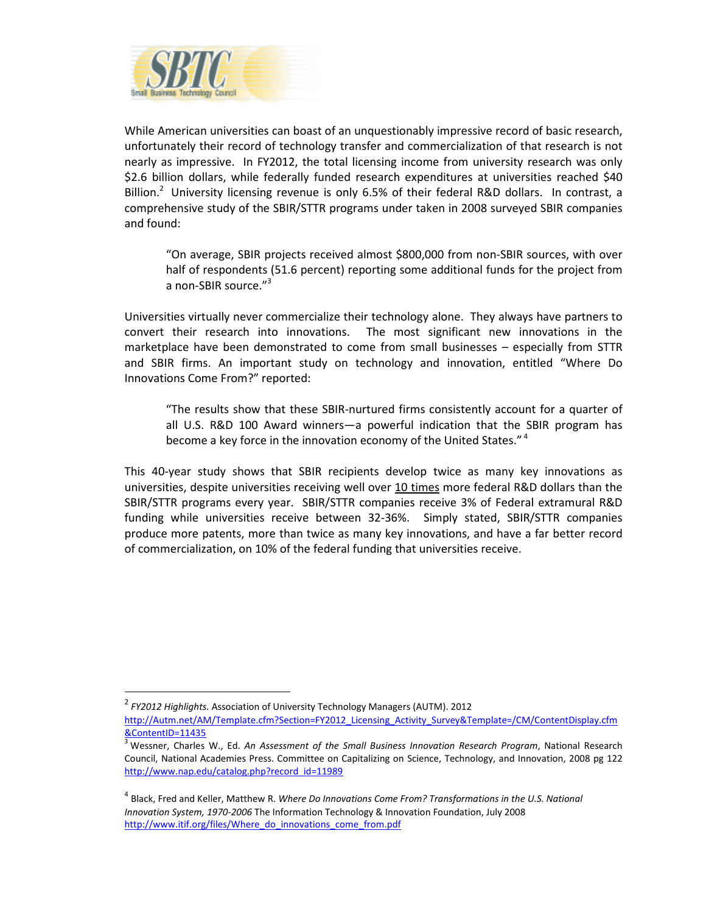While American universities can boast of an unquestionably impressive record of basic research, unfortunately their record of technology transfer and commercialization of that research is not nearly as impressive. In FY2012, the total licensing income from university research was only $2.6 billion dollars, while federally funded research expenditures at universities reached $40 Billion.[2] University licensing revenue is only 6.5% of their federal R&D dollars. In contrast, a comprehensive study of the SBIR/STTR programs under taken in 2008 surveyed SBIR companies and found:

> "On average, SBIR projects received almost $800,000 from non-SBIR sources, with over half of respondents (51.6 percent) reporting some additional funds for the project from a non-SBIR source."[3]

Universities virtually never commercialize their technology alone. They always have partners to convert their research into innovations. The most significant new innovations in the marketplace have been demonstrated to come from small businesses – especially from STTR and SBIR firms. An important study on technology and innovation, entitled "Where Do Innovations Come From?" reported:

> "The results show that these SBIR-nurtured firms consistently account for a quarter of all U.S. R&D 100 Award winners—a powerful indication that the SBIR program has become a key force in the innovation economy of the United States."[4]

This 40-year study shows that SBIR recipients develop twice as many key innovations as universities, despite universities receiving well over <u>10 times</u> more federal R&D dollars than the SBIR/STTR programs every year. SBIR/STTR companies receive 3% of Federal extramural R&D funding while universities receive between 32-36%. Simply stated, SBIR/STTR companies produce more patents, more than twice as many key innovations, and have a far better record of commercialization, on 10% of the federal funding that universities receive.

---

[2] *FY2012 Highlights.* Association of University Technology Managers (AUTM). 2012 http://Autm.net/AM/Template.cfm?Section=FY2012_Licensing_Activity_Survey&Template=/CM/ContentDisplay.cfm&ContentID=11435

[3] Wessner, Charles W., Ed. *An Assessment of the Small Business Innovation Research Program*, National Research Council, National Academies Press. Committee on Capitalizing on Science, Technology, and Innovation, 2008 pg 122 http://www.nap.edu/catalog.php?record_id=11989

[4] Black, Fred and Keller, Matthew R. *Where Do Innovations Come From? Transformations in the U.S. National Innovation System, 1970-2006* The Information Technology & Innovation Foundation, July 2008 http://www.itif.org/files/Where_do_innovations_come_from.pdf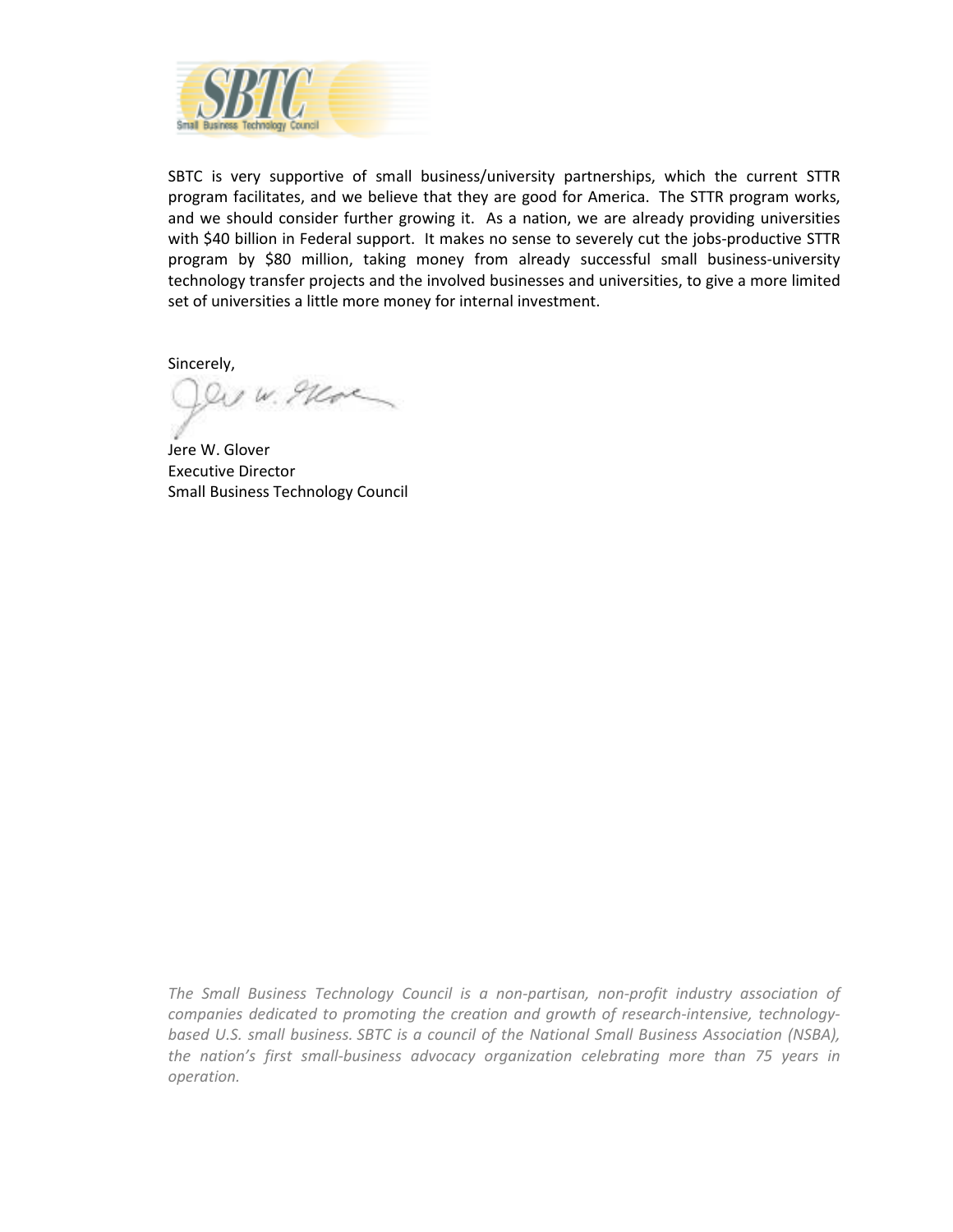SBTC is very supportive of small business/university partnerships, which the current STTR program facilitates, and we believe that they are good for America. The STTR program works, and we should consider further growing it. As a nation, we are already providing universities with $40 billion in Federal support. It makes no sense to severely cut the jobs-productive STTR program by $80 million, taking money from already successful small business-university technology transfer projects and the involved businesses and universities, to give a more limited set of universities a little more money for internal investment.

Sincerely,

Jere W. Glover
Executive Director
Small Business Technology Council

*The Small Business Technology Council is a non-partisan, non-profit industry association of companies dedicated to promoting the creation and growth of research-intensive, technology-based U.S. small business. SBTC is a council of the National Small Business Association (NSBA), the nation's first small-business advocacy organization celebrating more than 75 years in operation.*